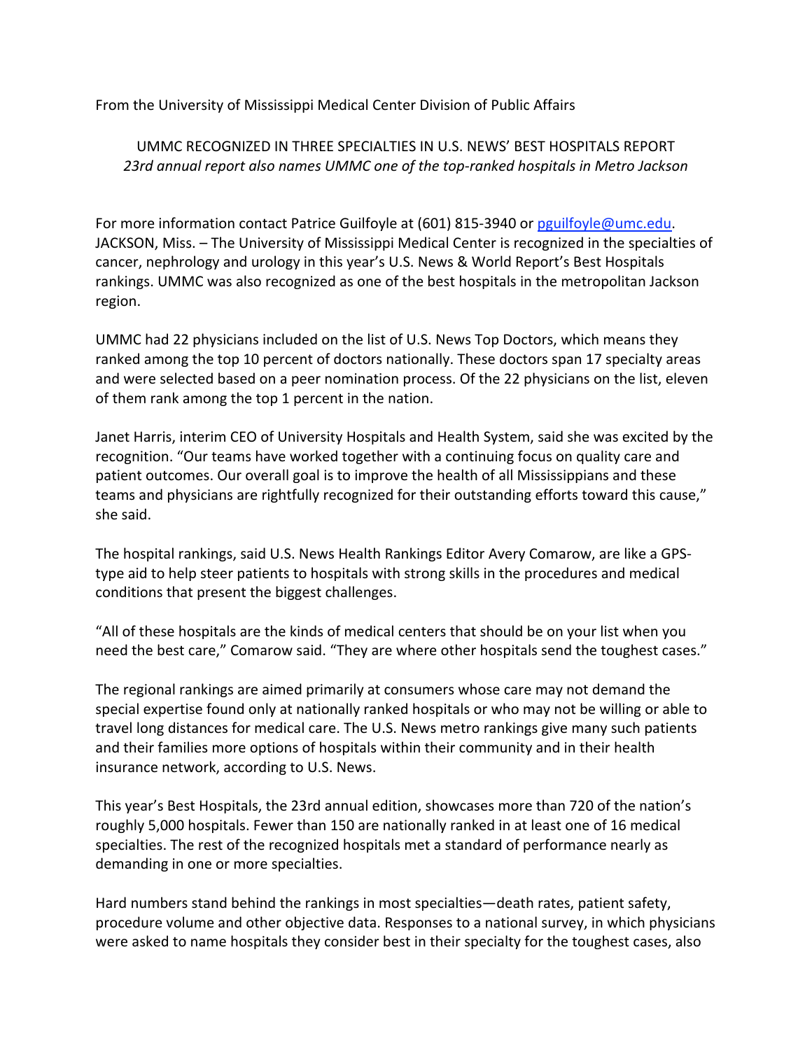From the University of Mississippi Medical Center Division of Public Affairs

# UMMC RECOGNIZED IN THREE SPECIALTIES IN U.S. NEWS' BEST HOSPITALS REPORT

*23rd annual report also names UMMC one of the top-ranked hospitals in Metro Jackson*

For more information contact Patrice Guilfoyle at (601) 815-3940 or pguilfoyle@umc.edu.
JACKSON, Miss. – The University of Mississippi Medical Center is recognized in the specialties of cancer, nephrology and urology in this year's U.S. News & World Report's Best Hospitals rankings. UMMC was also recognized as one of the best hospitals in the metropolitan Jackson region.

UMMC had 22 physicians included on the list of U.S. News Top Doctors, which means they ranked among the top 10 percent of doctors nationally. These doctors span 17 specialty areas and were selected based on a peer nomination process. Of the 22 physicians on the list, eleven of them rank among the top 1 percent in the nation.

Janet Harris, interim CEO of University Hospitals and Health System, said she was excited by the recognition. "Our teams have worked together with a continuing focus on quality care and patient outcomes. Our overall goal is to improve the health of all Mississippians and these teams and physicians are rightfully recognized for their outstanding efforts toward this cause," she said.

The hospital rankings, said U.S. News Health Rankings Editor Avery Comarow, are like a GPS-type aid to help steer patients to hospitals with strong skills in the procedures and medical conditions that present the biggest challenges.

"All of these hospitals are the kinds of medical centers that should be on your list when you need the best care," Comarow said. "They are where other hospitals send the toughest cases."

The regional rankings are aimed primarily at consumers whose care may not demand the special expertise found only at nationally ranked hospitals or who may not be willing or able to travel long distances for medical care. The U.S. News metro rankings give many such patients and their families more options of hospitals within their community and in their health insurance network, according to U.S. News.

This year's Best Hospitals, the 23rd annual edition, showcases more than 720 of the nation's roughly 5,000 hospitals. Fewer than 150 are nationally ranked in at least one of 16 medical specialties. The rest of the recognized hospitals met a standard of performance nearly as demanding in one or more specialties.

Hard numbers stand behind the rankings in most specialties—death rates, patient safety, procedure volume and other objective data. Responses to a national survey, in which physicians were asked to name hospitals they consider best in their specialty for the toughest cases, also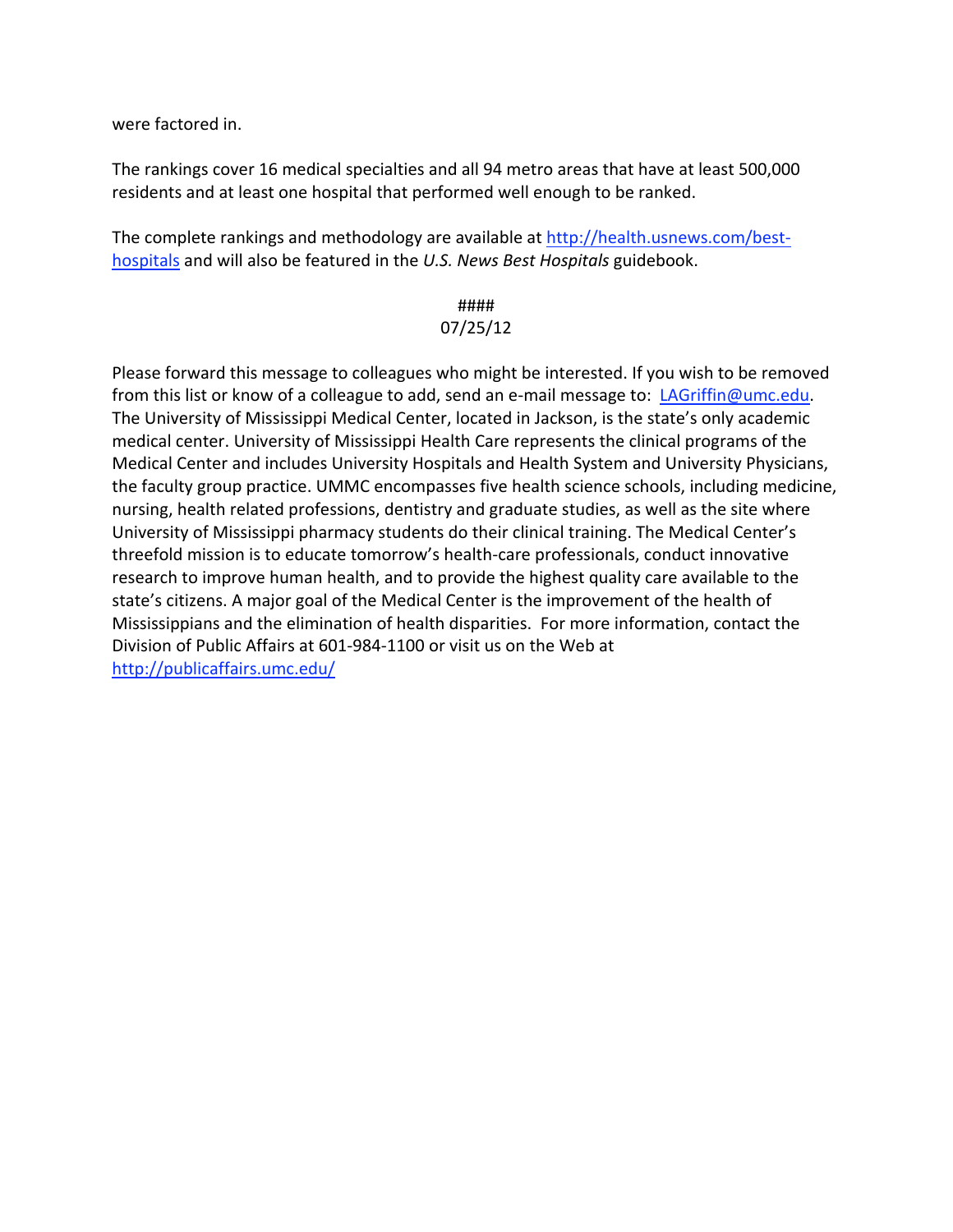were factored in.

The rankings cover 16 medical specialties and all 94 metro areas that have at least 500,000 residents and at least one hospital that performed well enough to be ranked.

The complete rankings and methodology are available at [http://health.usnews.com/best-hospitals](http://health.usnews.com/best-hospitals) and will also be featured in the *U.S. News Best Hospitals* guidebook.

####

07/25/12

Please forward this message to colleagues who might be interested. If you wish to be removed from this list or know of a colleague to add, send an e-mail message to: [LAGriffin@umc.edu](mailto:LAGriffin@umc.edu). The University of Mississippi Medical Center, located in Jackson, is the state's only academic medical center. University of Mississippi Health Care represents the clinical programs of the Medical Center and includes University Hospitals and Health System and University Physicians, the faculty group practice. UMMC encompasses five health science schools, including medicine, nursing, health related professions, dentistry and graduate studies, as well as the site where University of Mississippi pharmacy students do their clinical training. The Medical Center's threefold mission is to educate tomorrow's health-care professionals, conduct innovative research to improve human health, and to provide the highest quality care available to the state's citizens. A major goal of the Medical Center is the improvement of the health of Mississippians and the elimination of health disparities. For more information, contact the Division of Public Affairs at 601-984-1100 or visit us on the Web at [http://publicaffairs.umc.edu/](http://publicaffairs.umc.edu/)